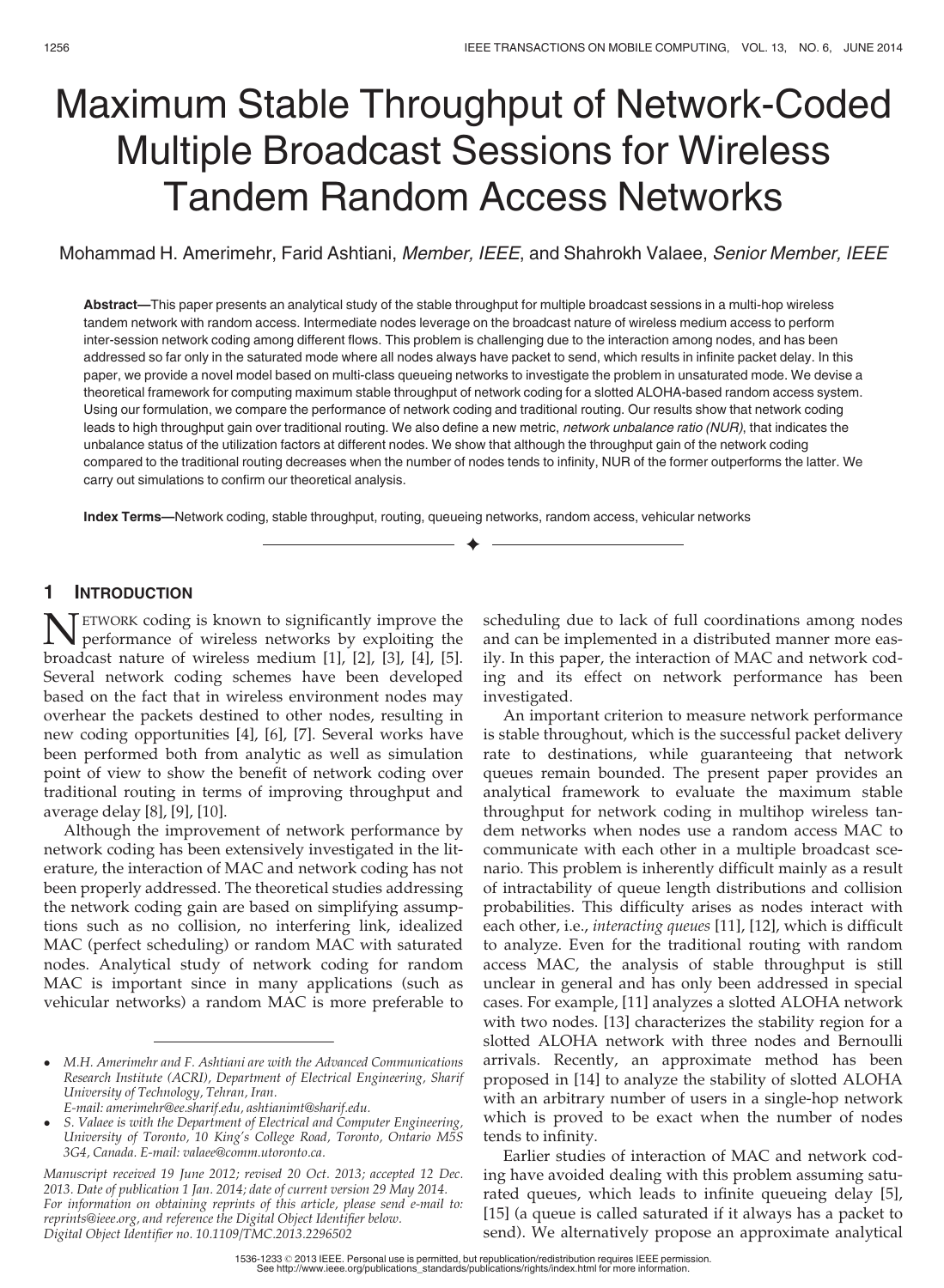# Maximum Stable Throughput of Network-Coded Multiple Broadcast Sessions for Wireless Tandem Random Access Networks

Mohammad H. Amerimehr, Farid Ashtiani, *Member, IEEE*, and Shahrokh Valaee, *Senior Member, IEEE*

**Abstract**—This paper presents an analytical study of the stable throughput for multiple broadcast sessions in a multi-hop wireless tandem network with random access. Intermediate nodes leverage on the broadcast nature of wireless medium access to perform inter-session network coding among different flows. This problem is challenging due to the interaction among nodes, and has been addressed so far only in the saturated mode where all nodes always have packet to send, which results in infinite packet delay. In this paper, we provide a novel model based on multi-class queueing networks to investigate the problem in unsaturated mode. We devise a theoretical framework for computing maximum stable throughput of network coding for a slotted ALOHA-based random access system. Using our formulation, we compare the performance of network coding and traditional routing. Our results show that network coding leads to high throughput gain over traditional routing. We also define a new metric, *network unbalance ratio (NUR)*, that indicates the unbalance status of the utilization factors at different nodes. We show that although the throughput gain of the network coding compared to the traditional routing decreases when the number of nodes tends to infinity, NUR of the former outperforms the latter. We carry out simulations to confirm our theoretical analysis.

**Index Terms**—Network coding, stable throughput, routing, queueing networks, random access, vehicular networks

## 1 Introduction

Network coding is known to significantly improve the performance of wireless networks by exploiting the broadcast nature of wireless medium [1], [2], [3], [4], [5]. Several network coding schemes have been developed based on the fact that in wireless environment nodes may overhear the packets destined to other nodes, resulting in new coding opportunities [4], [6], [7]. Several works have been performed both from analytic as well as simulation point of view to show the benefit of network coding over traditional routing in terms of improving throughput and average delay [8], [9], [10].

Although the improvement of network performance by network coding has been extensively investigated in the literature, the interaction of MAC and network coding has not been properly addressed. The theoretical studies addressing the network coding gain are based on simplifying assumptions such as no collision, no interfering link, idealized MAC (perfect scheduling) or random MAC with saturated nodes. Analytical study of network coding for random MAC is important since in many applications (such as vehicular networks) a random MAC is more preferable to scheduling due to lack of full coordinations among nodes and can be implemented in a distributed manner more easily. In this paper, the interaction of MAC and network coding and its effect on network performance has been investigated.

An important criterion to measure network performance is stable throughout, which is the successful packet delivery rate to destinations, while guaranteeing that network queues remain bounded. The present paper provides an analytical framework to evaluate the maximum stable throughput for network coding in multihop wireless tandem networks when nodes use a random access MAC to communicate with each other in a multiple broadcast scenario. This problem is inherently difficult mainly as a result of intractability of queue length distributions and collision probabilities. This difficulty arises as nodes interact with each other, i.e., *interacting queues* [11], [12], which is difficult to analyze. Even for the traditional routing with random access MAC, the analysis of stable throughput is still unclear in general and has only been addressed in special cases. For example, [11] analyzes a slotted ALOHA network with two nodes. [13] characterizes the stability region for a slotted ALOHA network with three nodes and Bernoulli arrivals. Recently, an approximate method has been proposed in [14] to analyze the stability of slotted ALOHA with an arbitrary number of users in a single-hop network which is proved to be exact when the number of nodes tends to infinity.

Earlier studies of interaction of MAC and network coding have avoided dealing with this problem assuming saturated queues, which leads to infinite queueing delay [5], [15] (a queue is called saturated if it always has a packet to send). We alternatively propose an approximate analytical

---

- M.H. Amerimehr and F. Ashtiani are with the Advanced Communications Research Institute (ACRI), Department of Electrical Engineering, Sharif University of Technology, Tehran, Iran. E-mail: amerimehr@ee.sharif.edu, ashtianimt@sharif.edu.
- S. Valaee is with the Department of Electrical and Computer Engineering, University of Toronto, 10 King's College Road, Toronto, Ontario M5S 3G4, Canada. E-mail: valaee@comm.utoronto.ca.

*Manuscript received 19 June 2012; revised 20 Oct. 2013; accepted 12 Dec. 2013. Date of publication 1 Jan. 2014; date of current version 29 May 2014. For information on obtaining reprints of this article, please send e-mail to: reprints@ieee.org, and reference the Digital Object Identifier below. Digital Object Identifier no. 10.1109/TMC.2013.2296502*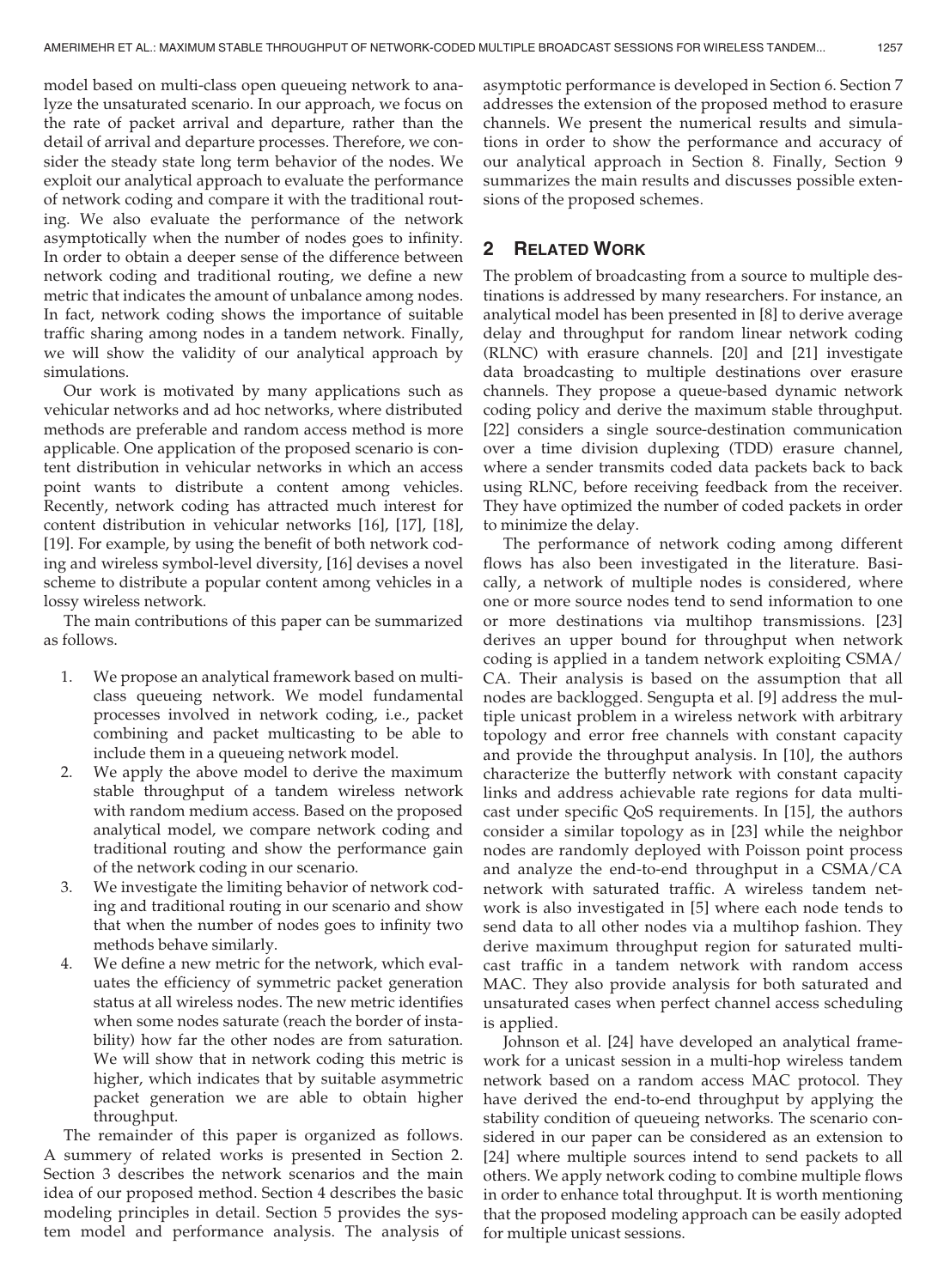model based on multi-class open queueing network to analyze the unsaturated scenario. In our approach, we focus on the rate of packet arrival and departure, rather than the detail of arrival and departure processes. Therefore, we consider the steady state long term behavior of the nodes. We exploit our analytical approach to evaluate the performance of network coding and compare it with the traditional routing. We also evaluate the performance of the network asymptotically when the number of nodes goes to infinity. In order to obtain a deeper sense of the difference between network coding and traditional routing, we define a new metric that indicates the amount of unbalance among nodes. In fact, network coding shows the importance of suitable traffic sharing among nodes in a tandem network. Finally, we will show the validity of our analytical approach by simulations.

Our work is motivated by many applications such as vehicular networks and ad hoc networks, where distributed methods are preferable and random access method is more applicable. One application of the proposed scenario is content distribution in vehicular networks in which an access point wants to distribute a content among vehicles. Recently, network coding has attracted much interest for content distribution in vehicular networks [16], [17], [18], [19]. For example, by using the benefit of both network coding and wireless symbol-level diversity, [16] devises a novel scheme to distribute a popular content among vehicles in a lossy wireless network.

The main contributions of this paper can be summarized as follows.

1. We propose an analytical framework based on multi-class queueing network. We model fundamental processes involved in network coding, i.e., packet combining and packet multicasting to be able to include them in a queueing network model.
2. We apply the above model to derive the maximum stable throughput of a tandem wireless network with random medium access. Based on the proposed analytical model, we compare network coding and traditional routing and show the performance gain of the network coding in our scenario.
3. We investigate the limiting behavior of network coding and traditional routing in our scenario and show that when the number of nodes goes to infinity two methods behave similarly.
4. We define a new metric for the network, which evaluates the efficiency of symmetric packet generation status at all wireless nodes. The new metric identifies when some nodes saturate (reach the border of instability) how far the other nodes are from saturation. We will show that in network coding this metric is higher, which indicates that by suitable asymmetric packet generation we are able to obtain higher throughput.

The remainder of this paper is organized as follows. A summery of related works is presented in Section 2. Section 3 describes the network scenarios and the main idea of our proposed method. Section 4 describes the basic modeling principles in detail. Section 5 provides the system model and performance analysis. The analysis of asymptotic performance is developed in Section 6. Section 7 addresses the extension of the proposed method to erasure channels. We present the numerical results and simulations in order to show the performance and accuracy of our analytical approach in Section 8. Finally, Section 9 summarizes the main results and discusses possible extensions of the proposed schemes.

## 2 Related Work

The problem of broadcasting from a source to multiple destinations is addressed by many researchers. For instance, an analytical model has been presented in [8] to derive average delay and throughput for random linear network coding (RLNC) with erasure channels. [20] and [21] investigate data broadcasting to multiple destinations over erasure channels. They propose a queue-based dynamic network coding policy and derive the maximum stable throughput. [22] considers a single source-destination communication over a time division duplexing (TDD) erasure channel, where a sender transmits coded data packets back to back using RLNC, before receiving feedback from the receiver. They have optimized the number of coded packets in order to minimize the delay.

The performance of network coding among different flows has also been investigated in the literature. Basically, a network of multiple nodes is considered, where one or more source nodes tend to send information to one or more destinations via multihop transmissions. [23] derives an upper bound for throughput when network coding is applied in a tandem network exploiting CSMA/CA. Their analysis is based on the assumption that all nodes are backlogged. Sengupta et al. [9] address the multiple unicast problem in a wireless network with arbitrary topology and error free channels with constant capacity and provide the throughput analysis. In [10], the authors characterize the butterfly network with constant capacity links and address achievable rate regions for data multicast under specific QoS requirements. In [15], the authors consider a similar topology as in [23] while the neighbor nodes are randomly deployed with Poisson point process and analyze the end-to-end throughput in a CSMA/CA network with saturated traffic. A wireless tandem network is also investigated in [5] where each node tends to send data to all other nodes via a multihop fashion. They derive maximum throughput region for saturated multicast traffic in a tandem network with random access MAC. They also provide analysis for both saturated and unsaturated cases when perfect channel access scheduling is applied.

Johnson et al. [24] have developed an analytical framework for a unicast session in a multi-hop wireless tandem network based on a random access MAC protocol. They have derived the end-to-end throughput by applying the stability condition of queueing networks. The scenario considered in our paper can be considered as an extension to [24] where multiple sources intend to send packets to all others. We apply network coding to combine multiple flows in order to enhance total throughput. It is worth mentioning that the proposed modeling approach can be easily adopted for multiple unicast sessions.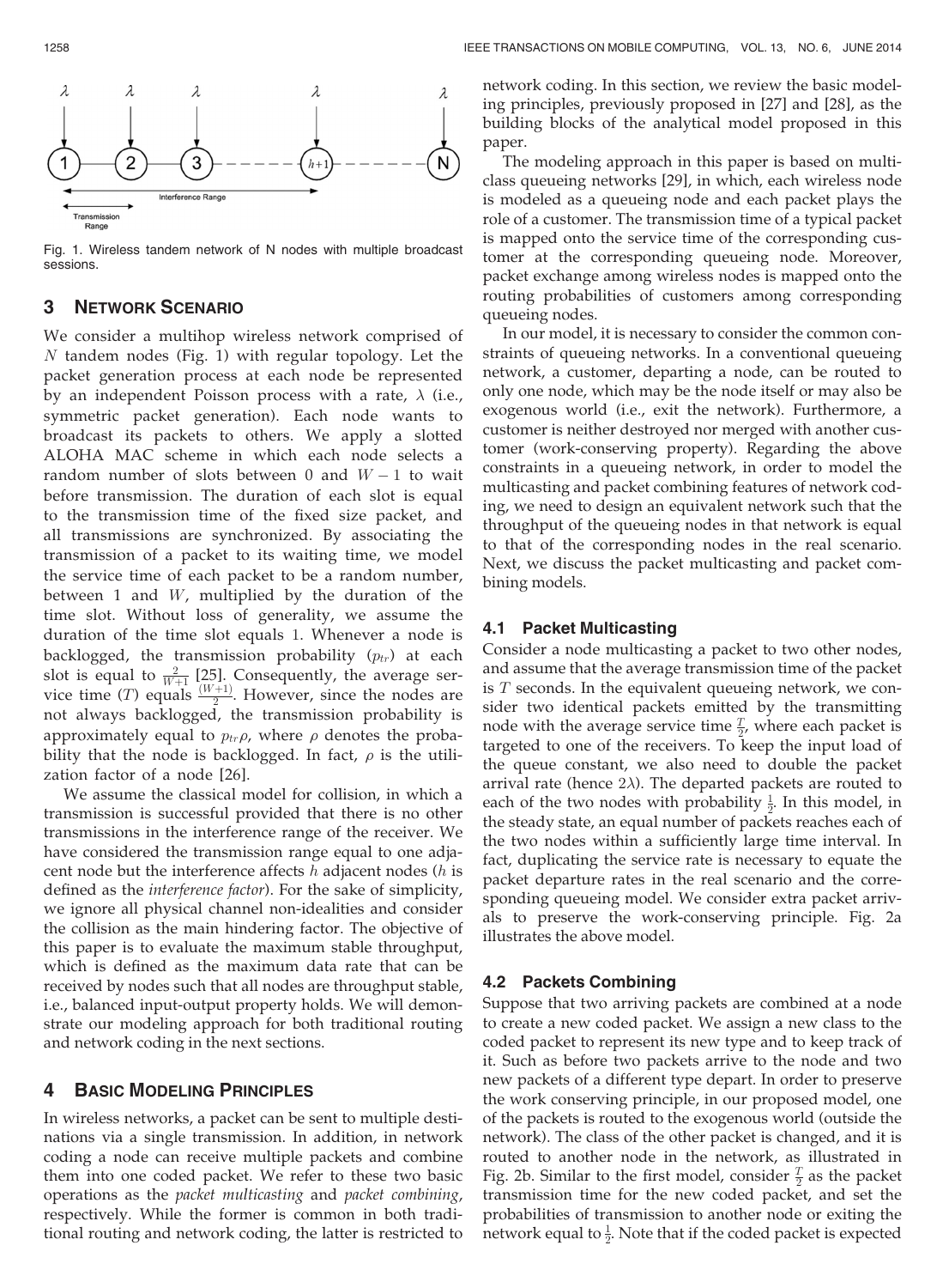Fig. 1. Wireless tandem network of N nodes with multiple broadcast sessions.

## 3 Network Scenario

We consider a multihop wireless network comprised of $N$ tandem nodes (Fig. 1) with regular topology. Let the packet generation process at each node be represented by an independent Poisson process with a rate, $\lambda$ (i.e., symmetric packet generation). Each node wants to broadcast its packets to others. We apply a slotted ALOHA MAC scheme in which each node selects a random number of slots between 0 and $W-1$ to wait before transmission. The duration of each slot is equal to the transmission time of the fixed size packet, and all transmissions are synchronized. By associating the transmission of a packet to its waiting time, we model the service time of each packet to be a random number, between 1 and $W$, multiplied by the duration of the time slot. Without loss of generality, we assume the duration of the time slot equals 1. Whenever a node is backlogged, the transmission probability ($p_{tr}$) at each slot is equal to $\frac{2}{W+1}$ [25]. Consequently, the average service time ($T$) equals $\frac{(W+1)}{2}$. However, since the nodes are not always backlogged, the transmission probability is approximately equal to $p_{tr}\rho$, where $\rho$ denotes the probability that the node is backlogged. In fact, $\rho$ is the utilization factor of a node [26].

We assume the classical model for collision, in which a transmission is successful provided that there is no other transmissions in the interference range of the receiver. We have considered the transmission range equal to one adjacent node but the interference affects $h$ adjacent nodes ($h$ is defined as the *interference factor*). For the sake of simplicity, we ignore all physical channel non-idealities and consider the collision as the main hindering factor. The objective of this paper is to evaluate the maximum stable throughput, which is defined as the maximum data rate that can be received by nodes such that all nodes are throughput stable, i.e., balanced input-output property holds. We will demonstrate our modeling approach for both traditional routing and network coding in the next sections.

## 4 Basic Modeling Principles

In wireless networks, a packet can be sent to multiple destinations via a single transmission. In addition, in network coding a node can receive multiple packets and combine them into one coded packet. We refer to these two basic operations as the *packet multicasting* and *packet combining*, respectively. While the former is common in both traditional routing and network coding, the latter is restricted to network coding. In this section, we review the basic modeling principles, previously proposed in [27] and [28], as the building blocks of the analytical model proposed in this paper.

The modeling approach in this paper is based on multiclass queueing networks [29], in which, each wireless node is modeled as a queueing node and each packet plays the role of a customer. The transmission time of a typical packet is mapped onto the service time of the corresponding customer at the corresponding queueing node. Moreover, packet exchange among wireless nodes is mapped onto the routing probabilities of customers among corresponding queueing nodes.

In our model, it is necessary to consider the common constraints of queueing networks. In a conventional queueing network, a customer, departing a node, can be routed to only one node, which may be the node itself or may also be exogenous world (i.e., exit the network). Furthermore, a customer is neither destroyed nor merged with another customer (work-conserving property). Regarding the above constraints in a queueing network, in order to model the multicasting and packet combining features of network coding, we need to design an equivalent network such that the throughput of the queueing nodes in that network is equal to that of the corresponding nodes in the real scenario. Next, we discuss the packet multicasting and packet combining models.

### 4.1 Packet Multicasting

Consider a node multicasting a packet to two other nodes, and assume that the average transmission time of the packet is $T$ seconds. In the equivalent queueing network, we consider two identical packets emitted by the transmitting node with the average service time $\frac{T}{2}$, where each packet is targeted to one of the receivers. To keep the input load of the queue constant, we also need to double the packet arrival rate (hence $2\lambda$). The departed packets are routed to each of the two nodes with probability $\frac{1}{2}$. In this model, in the steady state, an equal number of packets reaches each of the two nodes within a sufficiently large time interval. In fact, duplicating the service rate is necessary to equate the packet departure rates in the real scenario and the corresponding queueing model. We consider extra packet arrivals to preserve the work-conserving principle. Fig. 2a illustrates the above model.

### 4.2 Packets Combining

Suppose that two arriving packets are combined at a node to create a new coded packet. We assign a new class to the coded packet to represent its new type and to keep track of it. Such as before two packets arrive to the node and two new packets of a different type depart. In order to preserve the work conserving principle, in our proposed model, one of the packets is routed to the exogenous world (outside the network). The class of the other packet is changed, and it is routed to another node in the network, as illustrated in Fig. 2b. Similar to the first model, consider $\frac{T}{2}$ as the packet transmission time for the new coded packet, and set the probabilities of transmission to another node or exiting the network equal to $\frac{1}{2}$. Note that if the coded packet is expected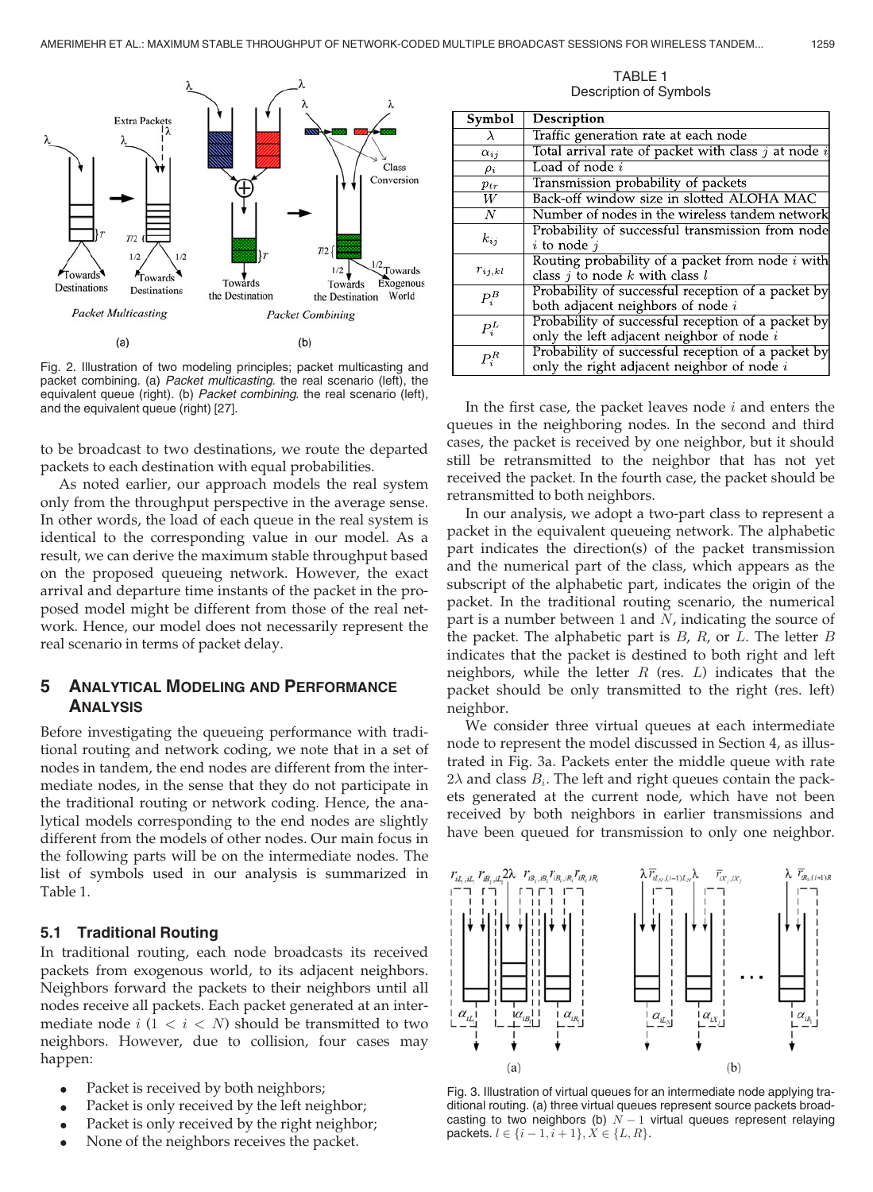Fig. 2. Illustration of two modeling principles; packet multicasting and packet combining. (a) *Packet multicasting*. the real scenario (left), the equivalent queue (right). (b) *Packet combining*. the real scenario (left), and the equivalent queue (right) [27].

to be broadcast to two destinations, we route the departed packets to each destination with equal probabilities.

As noted earlier, our approach models the real system only from the throughput perspective in the average sense. In other words, the load of each queue in the real system is identical to the corresponding value in our model. As a result, we can derive the maximum stable throughput based on the proposed queueing network. However, the exact arrival and departure time instants of the packet in the proposed model might be different from those of the real network. Hence, our model does not necessarily represent the real scenario in terms of packet delay.

## 5 Analytical Modeling and Performance Analysis

Before investigating the queueing performance with traditional routing and network coding, we note that in a set of nodes in tandem, the end nodes are different from the intermediate nodes, in the sense that they do not participate in the traditional routing or network coding. Hence, the analytical models corresponding to the end nodes are slightly different from the models of other nodes. Our main focus in the following parts will be on the intermediate nodes. The list of symbols used in our analysis is summarized in Table 1.

TABLE 1
Description of Symbols

| Symbol | Description |
|---|---|
| $\lambda$ | Traffic generation rate at each node |
| $\alpha_{ij}$ | Total arrival rate of packet with class $j$ at node $i$ |
| $\rho_i$ | Load of node $i$ |
| $p_{tr}$ | Transmission probability of packets |
| $W$ | Back-off window size in slotted ALOHA MAC |
| $N$ | Number of nodes in the wireless tandem network |
| $k_{ij}$ | Probability of successful transmission from node $i$ to node $j$ |
| $r_{ij,kl}$ | Routing probability of a packet from node $i$ with class $j$ to node $k$ with class $l$ |
| $P_i^B$ | Probability of successful reception of a packet by both adjacent neighbors of node $i$ |
| $P_i^L$ | Probability of successful reception of a packet by only the left adjacent neighbor of node $i$ |
| $P_i^R$ | Probability of successful reception of a packet by only the right adjacent neighbor of node $i$ |

### 5.1 Traditional Routing

In traditional routing, each node broadcasts its received packets from exogenous world, to its adjacent neighbors. Neighbors forward the packets to their neighbors until all nodes receive all packets. Each packet generated at an intermediate node $i$ ($1 < i < N$) should be transmitted to two neighbors. However, due to collision, four cases may happen:

- Packet is received by both neighbors;
- Packet is only received by the left neighbor;
- Packet is only received by the right neighbor;
- None of the neighbors receives the packet.

In the first case, the packet leaves node $i$ and enters the queues in the neighboring nodes. In the second and third cases, the packet is received by one neighbor, but it should still be retransmitted to the neighbor that has not yet received the packet. In the fourth case, the packet should be retransmitted to both neighbors.

In our analysis, we adopt a two-part class to represent a packet in the equivalent queueing network. The alphabetic part indicates the direction(s) of the packet transmission and the numerical part of the class, which appears as the subscript of the alphabetic part, indicates the origin of the packet. In the traditional routing scenario, the numerical part is a number between 1 and $N$, indicating the source of the packet. The alphabetic part is $B$, $R$, or $L$. The letter $B$ indicates that the packet is destined to both right and left neighbors, while the letter $R$ (res. $L$) indicates that the packet should be only transmitted to the right (res. left) neighbor.

We consider three virtual queues at each intermediate node to represent the model discussed in Section 4, as illustrated in Fig. 3a. Packets enter the middle queue with rate $2\lambda$ and class $B_i$. The left and right queues contain the packets generated at the current node, which have not been received by both neighbors in earlier transmissions and have been queued for transmission to only one neighbor.

Fig. 3. Illustration of virtual queues for an intermediate node applying traditional routing. (a) three virtual queues represent source packets broadcasting to two neighbors (b) $N-1$ virtual queues represent relaying packets. $l \in \{i-1, i+1\}, X \in \{L, R\}$.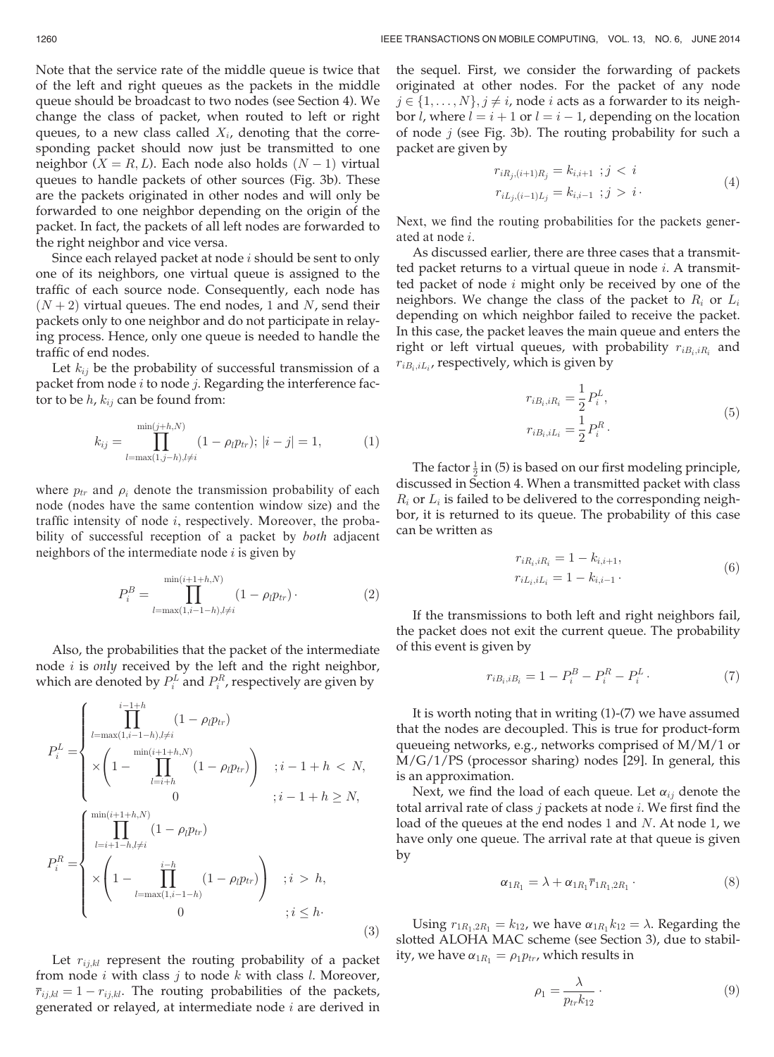Note that the service rate of the middle queue is twice that of the left and right queues as the packets in the middle queue should be broadcast to two nodes (see Section 4). We change the class of packet, when routed to left or right queues, to a new class called $X_i$, denoting that the corresponding packet should now just be transmitted to one neighbor ($X = R, L$). Each node also holds $(N-1)$ virtual queues to handle packets of other sources (Fig. 3b). These are the packets originated in other nodes and will only be forwarded to one neighbor depending on the origin of the packet. In fact, the packets of all left nodes are forwarded to the right neighbor and vice versa.

Since each relayed packet at node $i$ should be sent to only one of its neighbors, one virtual queue is assigned to the traffic of each source node. Consequently, each node has $(N+2)$ virtual queues. The end nodes, 1 and $N$, send their packets only to one neighbor and do not participate in relaying process. Hence, only one queue is needed to handle the traffic of end nodes.

Let $k_{ij}$ be the probability of successful transmission of a packet from node $i$ to node $j$. Regarding the interference factor to be $h$, $k_{ij}$ can be found from:

$$k_{ij} = \prod_{l=\max(1,j-h), l \neq i}^{\min(j+h,N)} (1 - \rho_l p_{tr}); \; |i-j| = 1, \tag{1}$$

where $p_{tr}$ and $\rho_i$ denote the transmission probability of each node (nodes have the same contention window size) and the traffic intensity of node $i$, respectively. Moreover, the probability of successful reception of a packet by *both* adjacent neighbors of the intermediate node $i$ is given by

$$P_i^B = \prod_{l=\max(1,i-1-h), l \neq i}^{\min(i+1+h,N)} (1 - \rho_l p_{tr}) \,. \tag{2}$$

Also, the probabilities that the packet of the intermediate node $i$ is *only* received by the left and the right neighbor, which are denoted by $P_i^L$ and $P_i^R$, respectively are given by

$$P_i^L = \begin{cases} \displaystyle\prod_{l=\max(1,i-1-h), l \neq i}^{i-1+h} (1 - \rho_l p_{tr}) \\ \times \left(1 - \displaystyle\prod_{l=i+h}^{\min(i+1+h,N)} (1 - \rho_l p_{tr})\right) & ; i-1+h < N, \\ 0 & ; i-1+h \geq N, \end{cases}$$

$$P_i^R = \begin{cases} \displaystyle\prod_{l=i+1-h, l \neq i}^{\min(i+1+h,N)} (1 - \rho_l p_{tr}) \\ \times \left(1 - \displaystyle\prod_{l=\max(1,i-1-h)}^{i-h} (1 - \rho_l p_{tr})\right) & ; i > h, \\ 0 & ; i \leq h \cdot \end{cases} \tag{3}$$

Let $r_{ij,kl}$ represent the routing probability of a packet from node $i$ with class $j$ to node $k$ with class $l$. Moreover, $\overline{r}_{ij,kl} = 1 - r_{ij,kl}$. The routing probabilities of the packets, generated or relayed, at intermediate node $i$ are derived in the sequel. First, we consider the forwarding of packets originated at other nodes. For the packet of any node $j \in \{1, \ldots, N\}, j \neq i$, node $i$ acts as a forwarder to its neighbor $l$, where $l = i+1$ or $l = i-1$, depending on the location of node $j$ (see Fig. 3b). The routing probability for such a packet are given by

$$\begin{aligned} r_{iR_j,(i+1)R_j} &= k_{i,i+1} \;\; ; j < i \\ r_{iL_j,(i-1)L_j} &= k_{i,i-1} \;\; ; j > i \,. \end{aligned} \tag{4}$$

Next, we find the routing probabilities for the packets generated at node $i$.

As discussed earlier, there are three cases that a transmitted packet returns to a virtual queue in node $i$. A transmitted packet of node $i$ might only be received by one of the neighbors. We change the class of the packet to $R_i$ or $L_i$ depending on which neighbor failed to receive the packet. In this case, the packet leaves the main queue and enters the right or left virtual queues, with probability $r_{iB_i,iR_i}$ and $r_{iB_i,iL_i}$, respectively, which is given by

$$\begin{aligned} r_{iB_i,iR_i} &= \frac{1}{2} P_i^L, \\ r_{iB_i,iL_i} &= \frac{1}{2} P_i^R \,. \end{aligned} \tag{5}$$

The factor $\frac{1}{2}$ in (5) is based on our first modeling principle, discussed in Section 4. When a transmitted packet with class $R_i$ or $L_i$ is failed to be delivered to the corresponding neighbor, it is returned to its queue. The probability of this case can be written as

$$\begin{aligned} r_{iR_i,iR_i} &= 1 - k_{i,i+1}, \\ r_{iL_i,iL_i} &= 1 - k_{i,i-1} \,. \end{aligned} \tag{6}$$

If the transmissions to both left and right neighbors fail, the packet does not exit the current queue. The probability of this event is given by

$$r_{iB_i,iB_i} = 1 - P_i^B - P_i^R - P_i^L \,. \tag{7}$$

It is worth noting that in writing (1)-(7) we have assumed that the nodes are decoupled. This is true for product-form queueing networks, e.g., networks comprised of M/M/1 or M/G/1/PS (processor sharing) nodes [29]. In general, this is an approximation.

Next, we find the load of each queue. Let $\alpha_{ij}$ denote the total arrival rate of class $j$ packets at node $i$. We first find the load of the queues at the end nodes 1 and $N$. At node 1, we have only one queue. The arrival rate at that queue is given by

$$\alpha_{1R_1} = \lambda + \alpha_{1R_1} \overline{r}_{1R_1,2R_1} \,. \tag{8}$$

Using $r_{1R_1,2R_1} = k_{12}$, we have $\alpha_{1R_1} k_{12} = \lambda$. Regarding the slotted ALOHA MAC scheme (see Section 3), due to stability, we have $\alpha_{1R_1} = \rho_1 p_{tr}$, which results in

$$\rho_1 = \frac{\lambda}{p_{tr} k_{12}} \,. \tag{9}$$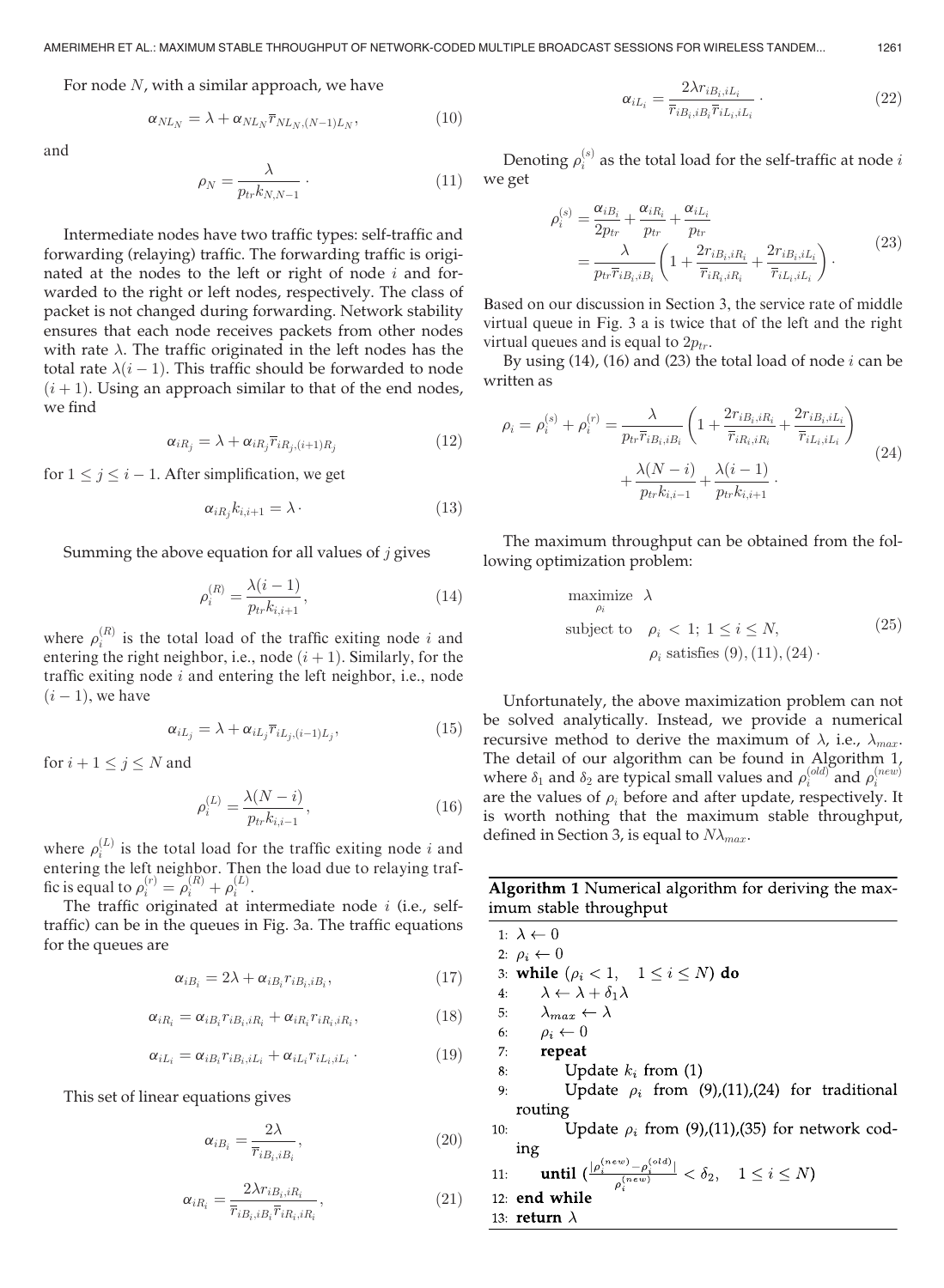For node $N$, with a similar approach, we have

$$\alpha_{NL_N} = \lambda + \alpha_{NL_N}\overline{r}_{NL_N,(N-1)L_N}, \tag{10}$$

and

$$\rho_N = \frac{\lambda}{p_{tr}k_{N,N-1}}\cdot \tag{11}$$

Intermediate nodes have two traffic types: self-traffic and forwarding (relaying) traffic. The forwarding traffic is originated at the nodes to the left or right of node $i$ and forwarded to the right or left nodes, respectively. The class of packet is not changed during forwarding. Network stability ensures that each node receives packets from other nodes with rate $\lambda$. The traffic originated in the left nodes has the total rate $\lambda(i-1)$. This traffic should be forwarded to node $(i+1)$. Using an approach similar to that of the end nodes, we find

$$\alpha_{iR_j} = \lambda + \alpha_{iR_j}\overline{r}_{iR_j,(i+1)R_j} \tag{12}$$

for $1 \leq j \leq i-1$. After simplification, we get

$$\alpha_{iR_j}k_{i,i+1} = \lambda\cdot \tag{13}$$

Summing the above equation for all values of $j$ gives

$$\rho_i^{(R)} = \frac{\lambda(i-1)}{p_{tr}k_{i,i+1}}, \tag{14}$$

where $\rho_i^{(R)}$ is the total load of the traffic exiting node $i$ and entering the right neighbor, i.e., node $(i+1)$. Similarly, for the traffic exiting node $i$ and entering the left neighbor, i.e., node $(i-1)$, we have

$$\alpha_{iL_j} = \lambda + \alpha_{iL_j}\overline{r}_{iL_j,(i-1)L_j}, \tag{15}$$

for $i+1 \leq j \leq N$ and

$$\rho_i^{(L)} = \frac{\lambda(N-i)}{p_{tr}k_{i,i-1}}, \tag{16}$$

where $\rho_i^{(L)}$ is the total load for the traffic exiting node $i$ and entering the left neighbor. Then the load due to relaying traffic is equal to $\rho_i^{(r)} = \rho_i^{(R)} + \rho_i^{(L)}$.

The traffic originated at intermediate node $i$ (i.e., self-traffic) can be in the queues in Fig. 3a. The traffic equations for the queues are

$$\alpha_{iB_i} = 2\lambda + \alpha_{iB_i}r_{iB_i,iB_i}, \tag{17}$$

$$\alpha_{iR_i} = \alpha_{iB_i}r_{iB_i,iR_i} + \alpha_{iR_i}r_{iR_i,iR_i}, \tag{18}$$

$$\alpha_{iL_i} = \alpha_{iB_i}r_{iB_i,iL_i} + \alpha_{iL_i}r_{iL_i,iL_i}\cdot \tag{19}$$

This set of linear equations gives

$$\alpha_{iB_i} = \frac{2\lambda}{\overline{r}_{iB_i,iB_i}}, \tag{20}$$

$$\alpha_{iR_i} = \frac{2\lambda r_{iB_i,iR_i}}{\overline{r}_{iB_i,iB_i}\overline{r}_{iR_i,iR_i}}, \tag{21}$$

$$\alpha_{iL_i} = \frac{2\lambda r_{iB_i,iL_i}}{\overline{r}_{iB_i,iB_i}\overline{r}_{iL_i,iL_i}}\cdot \tag{22}$$

Denoting $\rho_i^{(s)}$ as the total load for the self-traffic at node $i$ we get

$$\begin{aligned}\rho_i^{(s)} &= \frac{\alpha_{iB_i}}{2p_{tr}} + \frac{\alpha_{iR_i}}{p_{tr}} + \frac{\alpha_{iL_i}}{p_{tr}} \\ &= \frac{\lambda}{p_{tr}\overline{r}_{iB_i,iB_i}}\left(1 + \frac{2r_{iB_i,iR_i}}{\overline{r}_{iR_i,iR_i}} + \frac{2r_{iB_i,iL_i}}{\overline{r}_{iL_i,iL_i}}\right)\cdot\end{aligned} \tag{23}$$

Based on our discussion in Section 3, the service rate of middle virtual queue in Fig. 3 a is twice that of the left and the right virtual queues and is equal to $2p_{tr}$.

By using (14), (16) and (23) the total load of node $i$ can be written as

$$\begin{aligned}\rho_i = \rho_i^{(s)} + \rho_i^{(r)} = &\frac{\lambda}{p_{tr}\overline{r}_{iB_i,iB_i}}\left(1 + \frac{2r_{iB_i,iR_i}}{\overline{r}_{iR_i,iR_i}} + \frac{2r_{iB_i,iL_i}}{\overline{r}_{iL_i,iL_i}}\right) \\ &+ \frac{\lambda(N-i)}{p_{tr}k_{i,i-1}} + \frac{\lambda(i-1)}{p_{tr}k_{i,i+1}}\cdot\end{aligned} \tag{24}$$

The maximum throughput can be obtained from the following optimization problem:

$$\begin{aligned}&\underset{\rho_i}{\text{maximize}} \quad \lambda \\ &\text{subject to} \quad \rho_i < 1;\ 1 \leq i \leq N, \\ &\qquad\qquad\quad \rho_i \text{ satisfies } (9), (11), (24)\cdot\end{aligned} \tag{25}$$

Unfortunately, the above maximization problem can not be solved analytically. Instead, we provide a numerical recursive method to derive the maximum of $\lambda$, i.e., $\lambda_{max}$. The detail of our algorithm can be found in Algorithm 1, where $\delta_1$ and $\delta_2$ are typical small values and $\rho_i^{(old)}$ and $\rho_i^{(new)}$ are the values of $\rho_i$ before and after update, respectively. It is worth nothing that the maximum stable throughput, defined in Section 3, is equal to $N\lambda_{max}$.

**Algorithm 1** Numerical algorithm for deriving the maximum stable throughput

```
1:  λ ← 0
2:  ρ_i ← 0
3:  while (ρ_i < 1,   1 ≤ i ≤ N) do
4:      λ ← λ + δ_1 λ
5:      λ_max ← λ
6:      ρ_i ← 0
7:      repeat
8:          Update k_i from (1)
9:          Update ρ_i from (9),(11),(24) for traditional routing
10:         Update ρ_i from (9),(11),(35) for network coding
11:     until (|ρ_i^(new) − ρ_i^(old)| / ρ_i^(new) < δ_2,   1 ≤ i ≤ N)
12: end while
13: return λ
```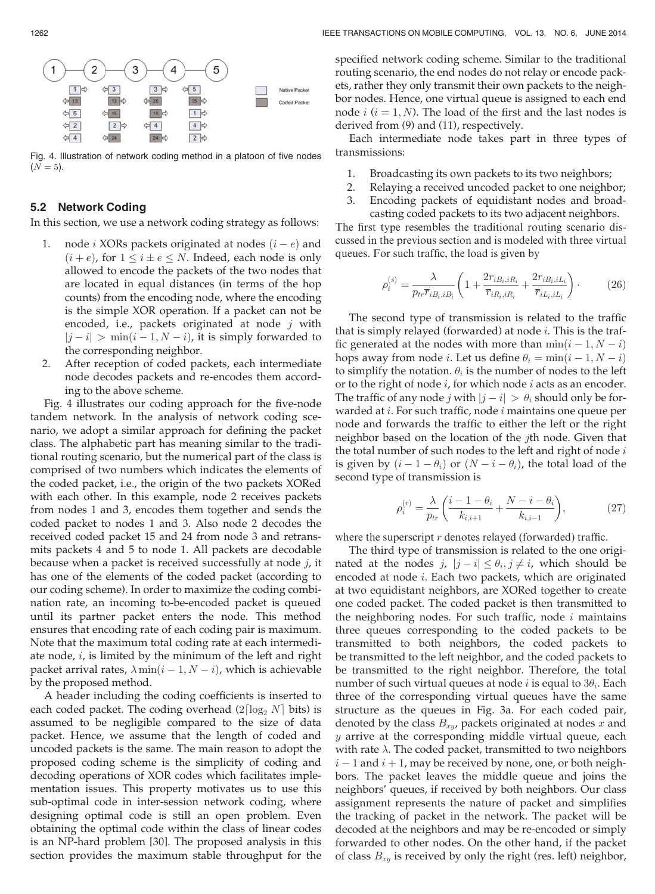Fig. 4. Illustration of network coding method in a platoon of five nodes ($N = 5$).

### 5.2 Network Coding

In this section, we use a network coding strategy as follows:

1. node $i$ XORs packets originated at nodes $(i - e)$ and $(i + e)$, for $1 \leq i \pm e \leq N$. Indeed, each node is only allowed to encode the packets of the two nodes that are located in equal distances (in terms of the hop counts) from the encoding node, where the encoding is the simple XOR operation. If a packet can not be encoded, i.e., packets originated at node $j$ with $|j - i| > \min(i - 1, N - i)$, it is simply forwarded to the corresponding neighbor.
2. After reception of coded packets, each intermediate node decodes packets and re-encodes them according to the above scheme.

Fig. 4 illustrates our coding approach for the five-node tandem network. In the analysis of network coding scenario, we adopt a similar approach for defining the packet class. The alphabetic part has meaning similar to the traditional routing scenario, but the numerical part of the class is comprised of two numbers which indicates the elements of the coded packet, i.e., the origin of the two packets XORed with each other. In this example, node 2 receives packets from nodes 1 and 3, encodes them together and sends the coded packet to nodes 1 and 3. Also node 2 decodes the received coded packet 15 and 24 from node 3 and retransmits packets 4 and 5 to node 1. All packets are decodable because when a packet is received successfully at node $j$, it has one of the elements of the coded packet (according to our coding scheme). In order to maximize the coding combination rate, an incoming to-be-encoded packet is queued until its partner packet enters the node. This method ensures that encoding rate of each coding pair is maximum. Note that the maximum total coding rate at each intermediate node, $i$, is limited by the minimum of the left and right packet arrival rates, $\lambda \min(i - 1, N - i)$, which is achievable by the proposed method.

A header including the coding coefficients is inserted to each coded packet. The coding overhead ($2\lceil \log_2 N \rceil$ bits) is assumed to be negligible compared to the size of data packet. Hence, we assume that the length of coded and uncoded packets is the same. The main reason to adopt the proposed coding scheme is the simplicity of coding and decoding operations of XOR codes which facilitates implementation issues. This property motivates us to use this sub-optimal code in inter-session network coding, where designing optimal code is still an open problem. Even obtaining the optimal code within the class of linear codes is an NP-hard problem [30]. The proposed analysis in this section provides the maximum stable throughput for the specified network coding scheme. Similar to the traditional routing scenario, the end nodes do not relay or encode packets, rather they only transmit their own packets to the neighbor nodes. Hence, one virtual queue is assigned to each end node $i$ ($i = 1, N$). The load of the first and the last nodes is derived from (9) and (11), respectively.

Each intermediate node takes part in three types of transmissions:

1. Broadcasting its own packets to its two neighbors;
2. Relaying a received uncoded packet to one neighbor;
3. Encoding packets of equidistant nodes and broadcasting coded packets to its two adjacent neighbors.

The first type resembles the traditional routing scenario discussed in the previous section and is modeled with three virtual queues. For such traffic, the load is given by

$$\rho_i^{(s)} = \frac{\lambda}{p_{tr}\overline{r}_{iB_i,iB_i}} \left( 1 + \frac{2r_{iB_i,iR_i}}{\overline{r}_{iR_i,iR_i}} + \frac{2r_{iB_i,iL_i}}{\overline{r}_{iL_i,iL_i}} \right). \tag{26}$$

The second type of transmission is related to the traffic that is simply relayed (forwarded) at node $i$. This is the traffic generated at the nodes with more than $\min(i - 1, N - i)$ hops away from node $i$. Let us define $\theta_i = \min(i - 1, N - i)$ to simplify the notation. $\theta_i$ is the number of nodes to the left or to the right of node $i$, for which node $i$ acts as an encoder. The traffic of any node $j$ with $|j - i| > \theta_i$ should only be forwarded at $i$. For such traffic, node $i$ maintains one queue per node and forwards the traffic to either the left or the right neighbor based on the location of the $j$th node. Given that the total number of such nodes to the left and right of node $i$ is given by $(i - 1 - \theta_i)$ or $(N - i - \theta_i)$, the total load of the second type of transmission is

$$\rho_i^{(r)} = \frac{\lambda}{p_{tr}} \left( \frac{i - 1 - \theta_i}{k_{i,i+1}} + \frac{N - i - \theta_i}{k_{i,i-1}} \right), \tag{27}$$

where the superscript $r$ denotes relayed (forwarded) traffic.

The third type of transmission is related to the one originated at the nodes $j$, $|j - i| \leq \theta_i, j \neq i$, which should be encoded at node $i$. Each two packets, which are originated at two equidistant neighbors, are XORed together to create one coded packet. The coded packet is then transmitted to the neighboring nodes. For such traffic, node $i$ maintains three queues corresponding to the coded packets to be transmitted to both neighbors, the coded packets to be transmitted to the left neighbor, and the coded packets to be transmitted to the right neighbor. Therefore, the total number of such virtual queues at node $i$ is equal to $3\theta_i$. Each three of the corresponding virtual queues have the same structure as the queues in Fig. 3a. For each coded pair, denoted by the class $B_{xy}$, packets originated at nodes $x$ and $y$ arrive at the corresponding middle virtual queue, each with rate $\lambda$. The coded packet, transmitted to two neighbors $i - 1$ and $i + 1$, may be received by none, one, or both neighbors. The packet leaves the middle queue and joins the neighbors' queues, if received by both neighbors. Our class assignment represents the nature of packet and simplifies the tracking of packet in the network. The packet will be decoded at the neighbors and may be re-encoded or simply forwarded to other nodes. On the other hand, if the packet of class $B_{xy}$ is received by only the right (res. left) neighbor,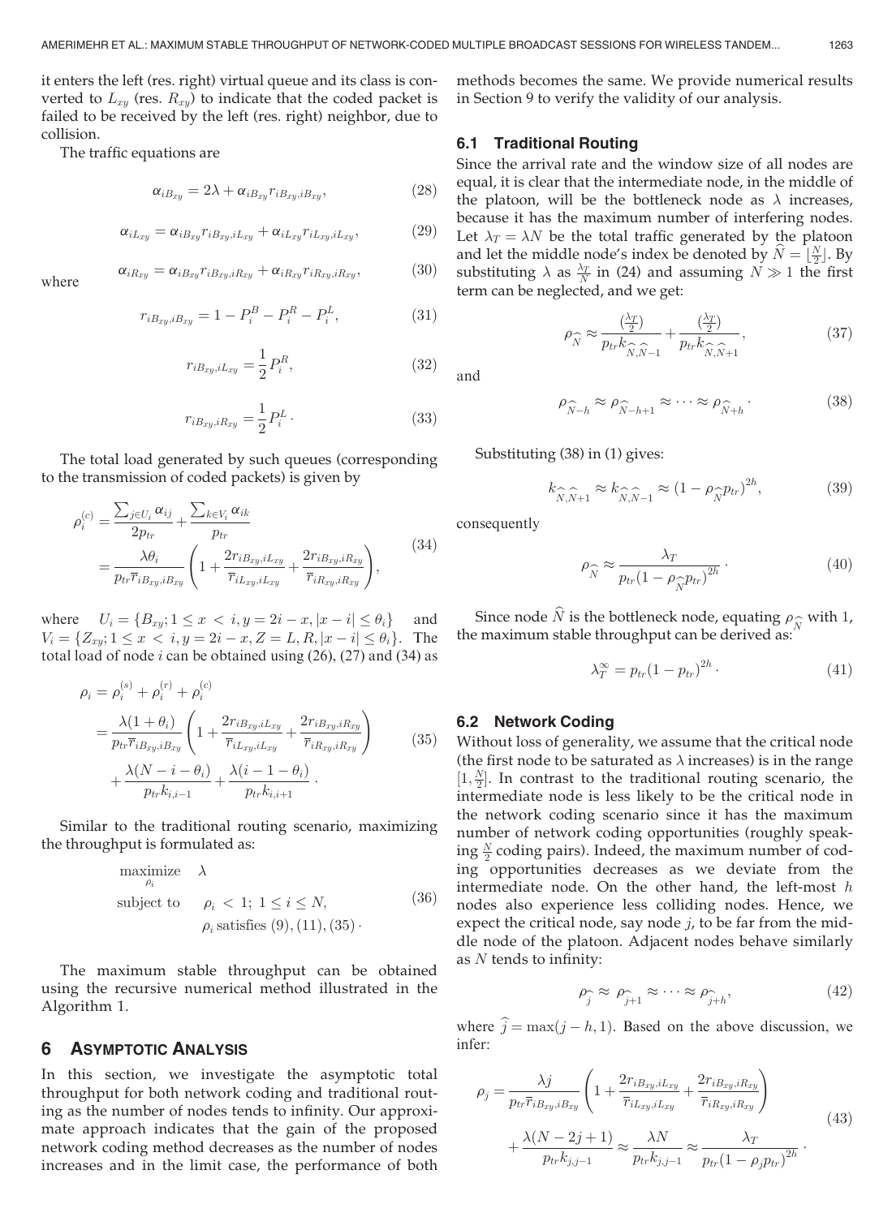it enters the left (res. right) virtual queue and its class is converted to $L_{xy}$ (res. $R_{xy}$) to indicate that the coded packet is failed to be received by the left (res. right) neighbor, due to collision.

The traffic equations are

$$\alpha_{iB_{xy}} = 2\lambda + \alpha_{iB_{xy}} r_{iB_{xy},iB_{xy}}, \tag{28}$$

$$\alpha_{iL_{xy}} = \alpha_{iB_{xy}} r_{iB_{xy},iL_{xy}} + \alpha_{iL_{xy}} r_{iL_{xy},iL_{xy}}, \tag{29}$$

$$\alpha_{iR_{xy}} = \alpha_{iB_{xy}} r_{iB_{xy},iR_{xy}} + \alpha_{iR_{xy}} r_{iR_{xy},iR_{xy}}, \tag{30}$$

where

$$r_{iB_{xy},iB_{xy}} = 1 - P_i^B - P_i^R - P_i^L, \tag{31}$$

$$r_{iB_{xy},iL_{xy}} = \frac{1}{2} P_i^R, \tag{32}$$

$$r_{iB_{xy},iR_{xy}} = \frac{1}{2} P_i^L. \tag{33}$$

The total load generated by such queues (corresponding to the transmission of coded packets) is given by

$$\begin{aligned}\rho_i^{(c)} &= \frac{\sum_{j\in U_i} \alpha_{ij}}{2p_{tr}} + \frac{\sum_{k\in V_i} \alpha_{ik}}{p_{tr}} \\ &= \frac{\lambda\theta_i}{p_{tr}\overline{r}_{iB_{xy},iB_{xy}}}\left(1 + \frac{2r_{iB_{xy},iL_{xy}}}{\overline{r}_{iL_{xy},iL_{xy}}} + \frac{2r_{iB_{xy},iR_{xy}}}{\overline{r}_{iR_{xy},iR_{xy}}}\right),\end{aligned} \tag{34}$$

where $U_i = \{B_{xy}; 1 \le x < i, y = 2i - x, |x - i| \le \theta_i\}$ and $V_i = \{Z_{xy}; 1 \le x < i, y = 2i - x, Z = L, R, |x - i| \le \theta_i\}$. The total load of node $i$ can be obtained using (26), (27) and (34) as

$$\begin{aligned}\rho_i &= \rho_i^{(s)} + \rho_i^{(r)} + \rho_i^{(c)} \\ &= \frac{\lambda(1+\theta_i)}{p_{tr}\overline{r}_{iB_{xy},iB_{xy}}}\left(1 + \frac{2r_{iB_{xy},iL_{xy}}}{\overline{r}_{iL_{xy},iL_{xy}}} + \frac{2r_{iB_{xy},iR_{xy}}}{\overline{r}_{iR_{xy},iR_{xy}}}\right) \\ &\quad + \frac{\lambda(N - i - \theta_i)}{p_{tr}k_{i,i-1}} + \frac{\lambda(i - 1 - \theta_i)}{p_{tr}k_{i,i+1}}.\end{aligned} \tag{35}$$

Similar to the traditional routing scenario, maximizing the throughput is formulated as:

$$\begin{aligned} \underset{\rho_i}{\text{maximize}} \quad & \lambda \\ \text{subject to} \quad & \rho_i < 1;\ 1 \le i \le N, \\ & \rho_i \text{ satisfies } (9), (11), (35). \end{aligned} \tag{36}$$

The maximum stable throughput can be obtained using the recursive numerical method illustrated in the Algorithm 1.

## 6 Asymptotic Analysis

In this section, we investigate the asymptotic total throughput for both network coding and traditional routing as the number of nodes tends to infinity. Our approximate approach indicates that the gain of the proposed network coding method decreases as the number of nodes increases and in the limit case, the performance of both methods becomes the same. We provide numerical results in Section 9 to verify the validity of our analysis.

### 6.1 Traditional Routing

Since the arrival rate and the window size of all nodes are equal, it is clear that the intermediate node, in the middle of the platoon, will be the bottleneck node as $\lambda$ increases, because it has the maximum number of interfering nodes. Let $\lambda_T = \lambda N$ be the total traffic generated by the platoon and let the middle node's index be denoted by $\widehat{N} = \lfloor \frac{N}{2} \rfloor$. By substituting $\lambda$ as $\frac{\lambda_T}{N}$ in (24) and assuming $N \gg 1$ the first term can be neglected, and we get:

$$\rho_{\widehat{N}} \approx \frac{\left(\frac{\lambda_T}{2}\right)}{p_{tr}k_{\widehat{N},\widehat{N}-1}} + \frac{\left(\frac{\lambda_T}{2}\right)}{p_{tr}k_{\widehat{N},\widehat{N}+1}}, \tag{37}$$

and

$$\rho_{\widehat{N}-h} \approx \rho_{\widehat{N}-h+1} \approx \cdots \approx \rho_{\widehat{N}+h}. \tag{38}$$

Substituting (38) in (1) gives:

$$k_{\widehat{N},\widehat{N}+1} \approx k_{\widehat{N},\widehat{N}-1} \approx (1 - \rho_{\widehat{N}} p_{tr})^{2h}, \tag{39}$$

consequently

$$\rho_{\widehat{N}} \approx \frac{\lambda_T}{p_{tr}(1 - \rho_{\widehat{N}} p_{tr})^{2h}}. \tag{40}$$

Since node $\widehat{N}$ is the bottleneck node, equating $\rho_{\widehat{N}}$ with 1, the maximum stable throughput can be derived as:

$$\lambda_T^{\infty} = p_{tr}(1 - p_{tr})^{2h}. \tag{41}$$

### 6.2 Network Coding

Without loss of generality, we assume that the critical node (the first node to be saturated as $\lambda$ increases) is in the range $[1, \frac{N}{2}]$. In contrast to the traditional routing scenario, the intermediate node is less likely to be the critical node in the network coding scenario since it has the maximum number of network coding opportunities (roughly speaking $\frac{N}{2}$ coding pairs). Indeed, the maximum number of coding opportunities decreases as we deviate from the intermediate node. On the other hand, the left-most $h$ nodes also experience less colliding nodes. Hence, we expect the critical node, say node $j$, to be far from the middle node of the platoon. Adjacent nodes behave similarly as $N$ tends to infinity:

$$\rho_{\widehat{j}} \approx \rho_{\widehat{j}+1} \approx \cdots \approx \rho_{\widehat{j}+h}, \tag{42}$$

where $\widehat{j} = \max(j - h, 1)$. Based on the above discussion, we infer:

$$\begin{aligned}\rho_j &= \frac{\lambda j}{p_{tr}\overline{r}_{iB_{xy},iB_{xy}}}\left(1 + \frac{2r_{iB_{xy},iL_{xy}}}{\overline{r}_{iL_{xy},iL_{xy}}} + \frac{2r_{iB_{xy},iR_{xy}}}{\overline{r}_{iR_{xy},iR_{xy}}}\right) \\ &\quad + \frac{\lambda(N - 2j + 1)}{p_{tr}k_{j,j-1}} \approx \frac{\lambda N}{p_{tr}k_{j,j-1}} \approx \frac{\lambda_T}{p_{tr}(1 - \rho_j p_{tr})^{2h}}.\end{aligned} \tag{43}$$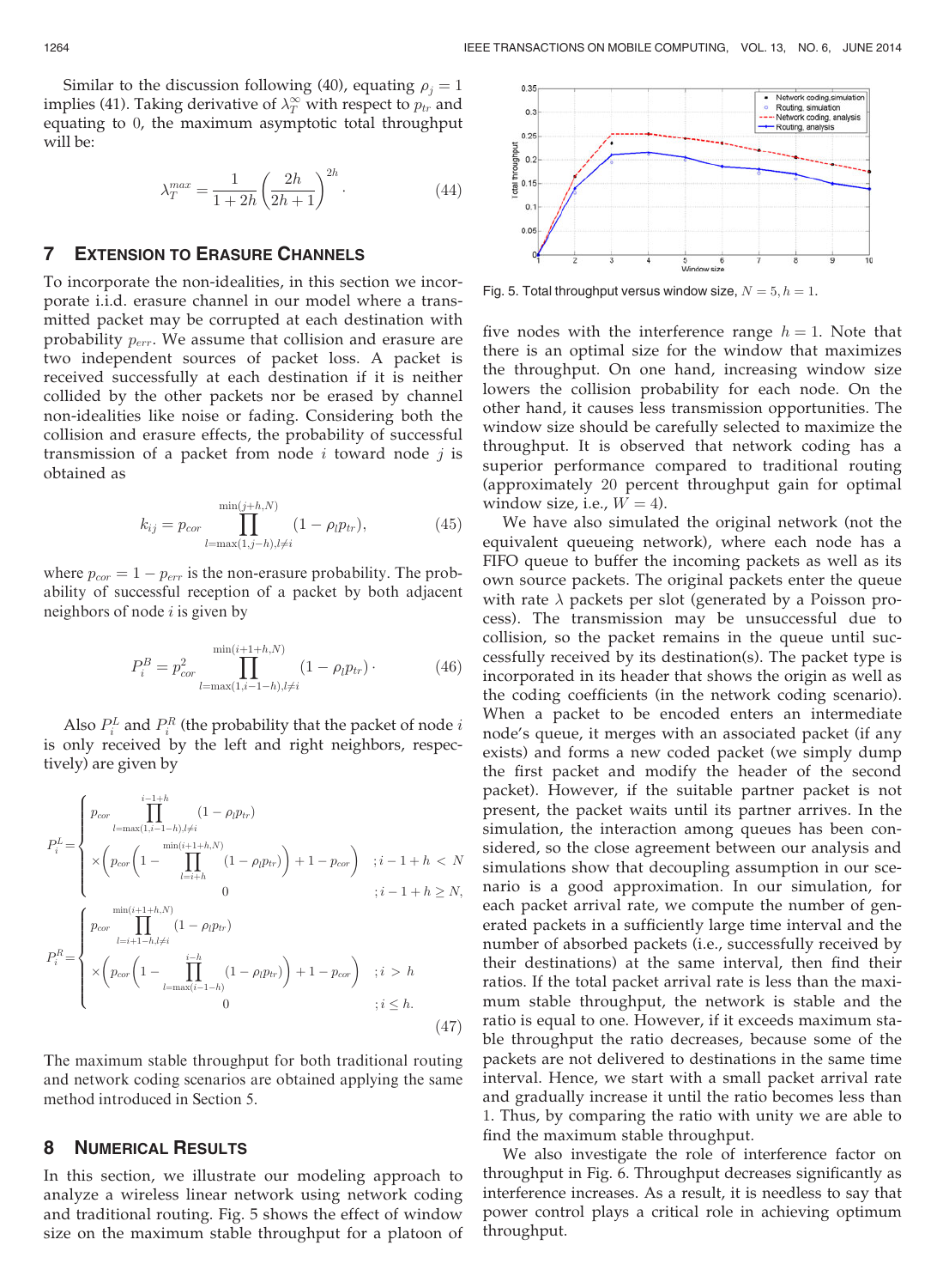Similar to the discussion following (40), equating $\rho_j = 1$ implies (41). Taking derivative of $\lambda_T^{\infty}$ with respect to $p_{tr}$ and equating to 0, the maximum asymptotic total throughput will be:

$$\lambda_T^{max} = \frac{1}{1+2h}\left(\frac{2h}{2h+1}\right)^{2h}. \tag{44}$$

## 7 Extension to Erasure Channels

To incorporate the non-idealities, in this section we incorporate i.i.d. erasure channel in our model where a transmitted packet may be corrupted at each destination with probability $p_{err}$. We assume that collision and erasure are two independent sources of packet loss. A packet is received successfully at each destination if it is neither collided by the other packets nor be erased by channel non-idealities like noise or fading. Considering both the collision and erasure effects, the probability of successful transmission of a packet from node $i$ toward node $j$ is obtained as

$$k_{ij} = p_{cor} \prod_{l=\max(1,j-h), l \neq i}^{\min(j+h,N)} (1 - \rho_l p_{tr}), \tag{45}$$

where $p_{cor} = 1 - p_{err}$ is the non-erasure probability. The probability of successful reception of a packet by both adjacent neighbors of node $i$ is given by

$$P_i^B = p_{cor}^2 \prod_{l=\max(1,i-1-h), l \neq i}^{\min(i+1+h,N)} (1 - \rho_l p_{tr}) \cdot \tag{46}$$

Also $P_i^L$ and $P_i^R$ (the probability that the packet of node $i$ is only received by the left and right neighbors, respectively) are given by

$$P_i^L = \begin{cases} p_{cor} \displaystyle\prod_{l=\max(1,i-1-h), l \neq i}^{i-1+h} (1 - \rho_l p_{tr}) \\ \times \left( p_{cor} \left( 1 - \displaystyle\prod_{l=i+h}^{\min(i+1+h,N)} (1 - \rho_l p_{tr}) \right) + 1 - p_{cor} \right) & ; i-1+h < N \\ 0 & ; i-1+h \geq N, \end{cases}$$

$$P_i^R = \begin{cases} p_{cor} \displaystyle\prod_{l=i+1-h, l \neq i}^{\min(i+1+h,N)} (1 - \rho_l p_{tr}) \\ \times \left( p_{cor} \left( 1 - \displaystyle\prod_{l=\max(i-1-h)}^{i-h} (1 - \rho_l p_{tr}) \right) + 1 - p_{cor} \right) & ; i > h \\ 0 & ; i \leq h. \end{cases} \tag{47}$$

The maximum stable throughput for both traditional routing and network coding scenarios are obtained applying the same method introduced in Section 5.

## 8 Numerical Results

In this section, we illustrate our modeling approach to analyze a wireless linear network using network coding and traditional routing. Fig. 5 shows the effect of window size on the maximum stable throughput for a platoon of five nodes with the interference range $h = 1$. Note that there is an optimal size for the window that maximizes the throughput. On one hand, increasing window size lowers the collision probability for each node. On the other hand, it causes less transmission opportunities. The window size should be carefully selected to maximize the throughput. It is observed that network coding has a superior performance compared to traditional routing (approximately 20 percent throughput gain for optimal window size, i.e., $W = 4$).

Fig. 5. Total throughput versus window size, $N = 5, h = 1$.

We have also simulated the original network (not the equivalent queueing network), where each node has a FIFO queue to buffer the incoming packets as well as its own source packets. The original packets enter the queue with rate $\lambda$ packets per slot (generated by a Poisson process). The transmission may be unsuccessful due to collision, so the packet remains in the queue until successfully received by its destination(s). The packet type is incorporated in its header that shows the origin as well as the coding coefficients (in the network coding scenario). When a packet to be encoded enters an intermediate node's queue, it merges with an associated packet (if any exists) and forms a new coded packet (we simply dump the first packet and modify the header of the second packet). However, if the suitable partner packet is not present, the packet waits until its partner arrives. In the simulation, the interaction among queues has been considered, so the close agreement between our analysis and simulations show that decoupling assumption in our scenario is a good approximation. In our simulation, for each packet arrival rate, we compute the number of generated packets in a sufficiently large time interval and the number of absorbed packets (i.e., successfully received by their destinations) at the same interval, then find their ratios. If the total packet arrival rate is less than the maximum stable throughput, the network is stable and the ratio is equal to one. However, if it exceeds maximum stable throughput the ratio decreases, because some of the packets are not delivered to destinations in the same time interval. Hence, we start with a small packet arrival rate and gradually increase it until the ratio becomes less than 1. Thus, by comparing the ratio with unity we are able to find the maximum stable throughput.

We also investigate the role of interference factor on throughput in Fig. 6. Throughput decreases significantly as interference increases. As a result, it is needless to say that power control plays a critical role in achieving optimum throughput.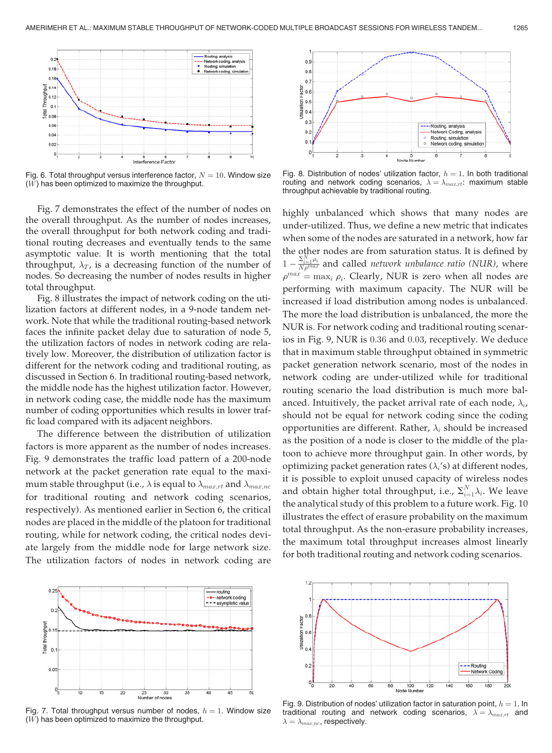Fig. 6. Total throughput versus interference factor, $N = 10$. Window size ($W$) has been optimized to maximize the throughput.

Fig. 8. Distribution of nodes' utilization factor, $h = 1$. In both traditional routing and network coding scenarios, $\lambda = \lambda_{max,rt}$: maximum stable throughput achievable by traditional routing.

Fig. 7 demonstrates the effect of the number of nodes on the overall throughput. As the number of nodes increases, the overall throughput for both network coding and traditional routing decreases and eventually tends to the same asymptotic value. It is worth mentioning that the total throughput, $\lambda_T$, is a decreasing function of the number of nodes. So decreasing the number of nodes results in higher total throughput.

Fig. 8 illustrates the impact of network coding on the utilization factors at different nodes, in a 9-node tandem network. Note that while the traditional routing-based network faces the infinite packet delay due to saturation of node 5, the utilization factors of nodes in network coding are relatively low. Moreover, the distribution of utilization factor is different for the network coding and traditional routing, as discussed in Section 6. In traditional routing-based network, the middle node has the highest utilization factor. However, in network coding case, the middle node has the maximum number of coding opportunities which results in lower traffic load compared with its adjacent neighbors.

The difference between the distribution of utilization factors is more apparent as the number of nodes increases. Fig. 9 demonstrates the traffic load pattern of a 200-node network at the packet generation rate equal to the maximum stable throughput (i.e., $\lambda$ is equal to $\lambda_{max,rt}$ and $\lambda_{max,nc}$ for traditional routing and network coding scenarios, respectively). As mentioned earlier in Section 6, the critical nodes are placed in the middle of the platoon for traditional routing, while for network coding, the critical nodes deviate largely from the middle node for large network size. The utilization factors of nodes in network coding are highly unbalanced which shows that many nodes are under-utilized. Thus, we define a new metric that indicates when some of the nodes are saturated in a network, how far the other nodes are from saturation status. It is defined by $1 - \frac{\Sigma_{i=1}^{N}\rho_i}{N\rho^{max}}$ and called *network unbalance ratio (NUR)*, where $\rho^{max} = \max_i \rho_i$. Clearly, NUR is zero when all nodes are performing with maximum capacity. The NUR will be increased if load distribution among nodes is unbalanced. The more the load distribution is unbalanced, the more the NUR is. For network coding and traditional routing scenarios in Fig. 9, NUR is 0.36 and 0.03, receptively. We deduce that in maximum stable throughput obtained in symmetric packet generation network scenario, most of the nodes in network coding are under-utilized while for traditional routing scenario the load distribution is much more balanced. Intuitively, the packet arrival rate of each node, $\lambda_i$, should not be equal for network coding since the coding opportunities are different. Rather, $\lambda_i$ should be increased as the position of a node is closer to the middle of the platoon to achieve more throughput gain. In other words, by optimizing packet generation rates ($\lambda_i$'s) at different nodes, it is possible to exploit unused capacity of wireless nodes and obtain higher total throughput, i.e., $\Sigma_{i=1}^{N}\lambda_i$. We leave the analytical study of this problem to a future work. Fig. 10 illustrates the effect of erasure probability on the maximum total throughput. As the non-erasure probability increases, the maximum total throughput increases almost linearly for both traditional routing and network coding scenarios.

Fig. 7. Total throughput versus number of nodes, $h = 1$. Window size ($W$) has been optimized to maximize the throughput.

Fig. 9. Distribution of nodes' utilization factor in saturation point, $h = 1$. In traditional routing and network coding scenarios, $\lambda = \lambda_{max,rt}$ and $\lambda = \lambda_{max,nc}$, respectively.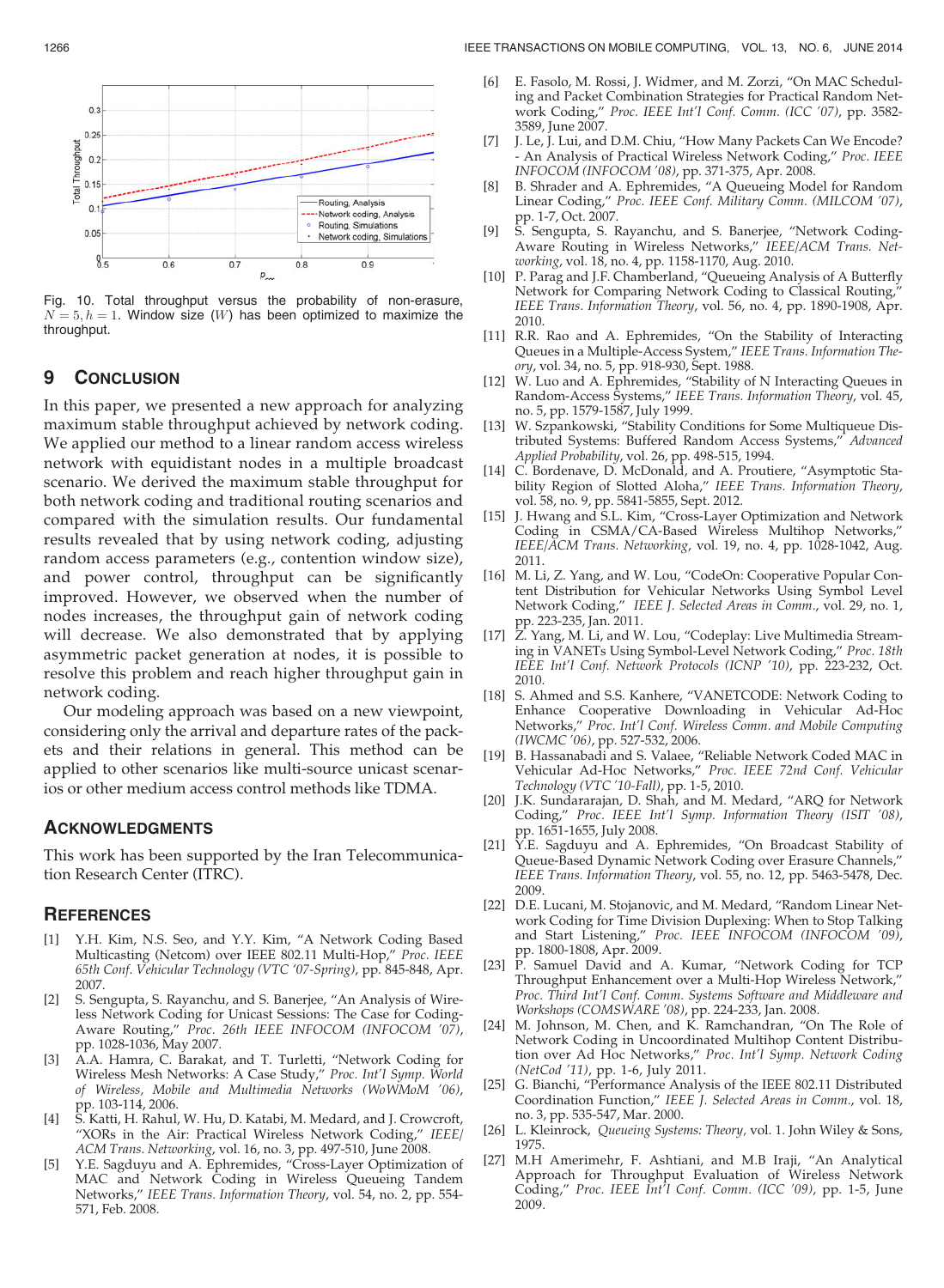Fig. 10. Total throughput versus the probability of non-erasure, $N = 5, h = 1$. Window size ($W$) has been optimized to maximize the throughput.

## 9 Conclusion

In this paper, we presented a new approach for analyzing maximum stable throughput achieved by network coding. We applied our method to a linear random access wireless network with equidistant nodes in a multiple broadcast scenario. We derived the maximum stable throughput for both network coding and traditional routing scenarios and compared with the simulation results. Our fundamental results revealed that by using network coding, adjusting random access parameters (e.g., contention window size), and power control, throughput can be significantly improved. However, we observed when the number of nodes increases, the throughput gain of network coding will decrease. We also demonstrated that by applying asymmetric packet generation at nodes, it is possible to resolve this problem and reach higher throughput gain in network coding.

Our modeling approach was based on a new viewpoint, considering only the arrival and departure rates of the packets and their relations in general. This method can be applied to other scenarios like multi-source unicast scenarios or other medium access control methods like TDMA.

## Acknowledgments

This work has been supported by the Iran Telecommunication Research Center (ITRC).

## References

[1] Y.H. Kim, N.S. Seo, and Y.Y. Kim, "A Network Coding Based Multicasting (Netcom) over IEEE 802.11 Multi-Hop," *Proc. IEEE 65th Conf. Vehicular Technology (VTC '07-Spring)*, pp. 845-848, Apr. 2007.

[2] S. Sengupta, S. Rayanchu, and S. Banerjee, "An Analysis of Wireless Network Coding for Unicast Sessions: The Case for Coding-Aware Routing," *Proc. 26th IEEE INFOCOM (INFOCOM '07)*, pp. 1028-1036, May 2007.

[3] A.A. Hamra, C. Barakat, and T. Turletti, "Network Coding for Wireless Mesh Networks: A Case Study," *Proc. Int'l Symp. World of Wireless, Mobile and Multimedia Networks (WoWMoM '06)*, pp. 103-114, 2006.

[4] S. Katti, H. Rahul, W. Hu, D. Katabi, M. Medard, and J. Crowcroft, "XORs in the Air: Practical Wireless Network Coding," *IEEE/ACM Trans. Networking*, vol. 16, no. 3, pp. 497-510, June 2008.

[5] Y.E. Sagduyu and A. Ephremides, "Cross-Layer Optimization of MAC and Network Coding in Wireless Queueing Tandem Networks," *IEEE Trans. Information Theory*, vol. 54, no. 2, pp. 554-571, Feb. 2008.

[6] E. Fasolo, M. Rossi, J. Widmer, and M. Zorzi, "On MAC Scheduling and Packet Combination Strategies for Practical Random Network Coding," *Proc. IEEE Int'l Conf. Comm. (ICC '07)*, pp. 3582-3589, June 2007.

[7] J. Le, J. Lui, and D.M. Chiu, "How Many Packets Can We Encode? - An Analysis of Practical Wireless Network Coding," *Proc. IEEE INFOCOM (INFOCOM '08)*, pp. 371-375, Apr. 2008.

[8] B. Shrader and A. Ephremides, "A Queueing Model for Random Linear Coding," *Proc. IEEE Conf. Military Comm. (MILCOM '07)*, pp. 1-7, Oct. 2007.

[9] S. Sengupta, S. Rayanchu, and S. Banerjee, "Network Coding-Aware Routing in Wireless Networks," *IEEE/ACM Trans. Networking*, vol. 18, no. 4, pp. 1158-1170, Aug. 2010.

[10] P. Parag and J.F. Chamberland, "Queueing Analysis of A Butterfly Network for Comparing Network Coding to Classical Routing," *IEEE Trans. Information Theory*, vol. 56, no. 4, pp. 1890-1908, Apr. 2010.

[11] R.R. Rao and A. Ephremides, "On the Stability of Interacting Queues in a Multiple-Access System," *IEEE Trans. Information Theory*, vol. 34, no. 5, pp. 918-930, Sept. 1988.

[12] W. Luo and A. Ephremides, "Stability of N Interacting Queues in Random-Access Systems," *IEEE Trans. Information Theory*, vol. 45, no. 5, pp. 1579-1587, July 1999.

[13] W. Szpankowski, "Stability Conditions for Some Multiqueue Distributed Systems: Buffered Random Access Systems," *Advanced Applied Probability*, vol. 26, pp. 498-515, 1994.

[14] C. Bordenave, D. McDonald, and A. Proutiere, "Asymptotic Stability Region of Slotted Aloha," *IEEE Trans. Information Theory*, vol. 58, no. 9, pp. 5841-5855, Sept. 2012.

[15] J. Hwang and S.L. Kim, "Cross-Layer Optimization and Network Coding in CSMA/CA-Based Wireless Multihop Networks," *IEEE/ACM Trans. Networking*, vol. 19, no. 4, pp. 1028-1042, Aug. 2011.

[16] M. Li, Z. Yang, and W. Lou, "CodeOn: Cooperative Popular Content Distribution for Vehicular Networks Using Symbol Level Network Coding," *IEEE J. Selected Areas in Comm.*, vol. 29, no. 1, pp. 223-235, Jan. 2011.

[17] Z. Yang, M. Li, and W. Lou, "Codeplay: Live Multimedia Streaming in VANETs Using Symbol-Level Network Coding," *Proc. 18th IEEE Int'l Conf. Network Protocols (ICNP '10)*, pp. 223-232, Oct. 2010.

[18] S. Ahmed and S.S. Kanhere, "VANETCODE: Network Coding to Enhance Cooperative Downloading in Vehicular Ad-Hoc Networks," *Proc. Int'l Conf. Wireless Comm. and Mobile Computing (IWCMC '06)*, pp. 527-532, 2006.

[19] B. Hassanabadi and S. Valaee, "Reliable Network Coded MAC in Vehicular Ad-Hoc Networks," *Proc. IEEE 72nd Conf. Vehicular Technology (VTC '10-Fall)*, pp. 1-5, 2010.

[20] J.K. Sundararajan, D. Shah, and M. Medard, "ARQ for Network Coding," *Proc. IEEE Int'l Symp. Information Theory (ISIT '08)*, pp. 1651-1655, July 2008.

[21] Y.E. Sagduyu and A. Ephremides, "On Broadcast Stability of Queue-Based Dynamic Network Coding over Erasure Channels," *IEEE Trans. Information Theory*, vol. 55, no. 12, pp. 5463-5478, Dec. 2009.

[22] D.E. Lucani, M. Stojanovic, and M. Medard, "Random Linear Network Coding for Time Division Duplexing: When to Stop Talking and Start Listening," *Proc. IEEE INFOCOM (INFOCOM '09)*, pp. 1800-1808, Apr. 2009.

[23] P. Samuel David and A. Kumar, "Network Coding for TCP Throughput Enhancement over a Multi-Hop Wireless Network," *Proc. Third Int'l Conf. Comm. Systems Software and Middleware and Workshops (COMSWARE '08)*, pp. 224-233, Jan. 2008.

[24] M. Johnson, M. Chen, and K. Ramchandran, "On The Role of Network Coding in Uncoordinated Multihop Content Distribution over Ad Hoc Networks," *Proc. Int'l Symp. Network Coding (NetCod '11)*, pp. 1-6, July 2011.

[25] G. Bianchi, "Performance Analysis of the IEEE 802.11 Distributed Coordination Function," *IEEE J. Selected Areas in Comm.*, vol. 18, no. 3, pp. 535-547, Mar. 2000.

[26] L. Kleinrock, *Queueing Systems: Theory*, vol. 1. John Wiley & Sons, 1975.

[27] M.H Amerimehr, F. Ashtiani, and M.B Iraji, "An Analytical Approach for Throughput Evaluation of Wireless Network Coding," *Proc. IEEE Int'l Conf. Comm. (ICC '09)*, pp. 1-5, June 2009.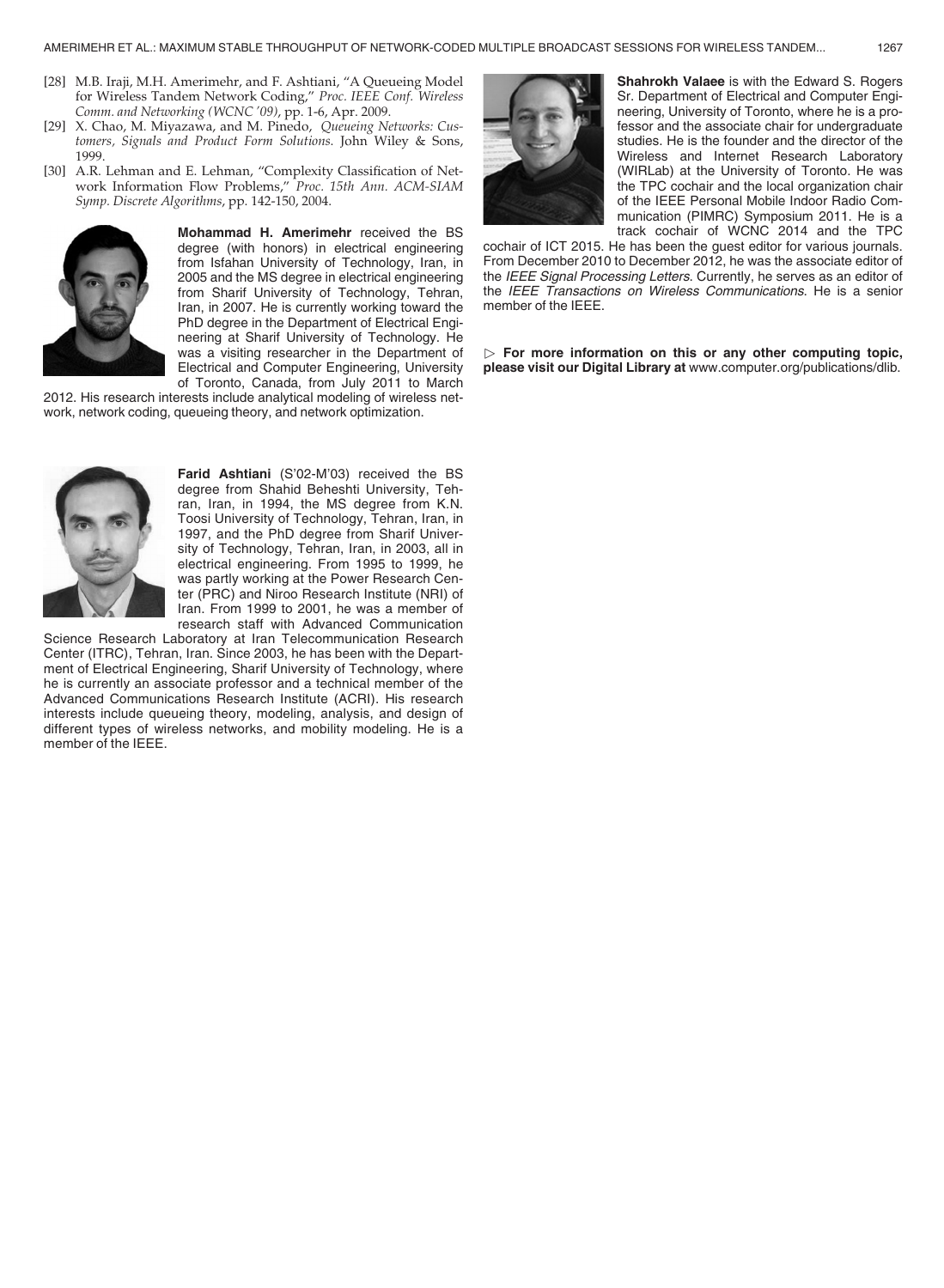[28] M.B. Iraji, M.H. Amerimehr, and F. Ashtiani, "A Queueing Model for Wireless Tandem Network Coding," *Proc. IEEE Conf. Wireless Comm. and Networking (WCNC '09)*, pp. 1-6, Apr. 2009.

[29] X. Chao, M. Miyazawa, and M. Pinedo, *Queueing Networks: Customers, Signals and Product Form Solutions.* John Wiley & Sons, 1999.

[30] A.R. Lehman and E. Lehman, "Complexity Classification of Network Information Flow Problems," *Proc. 15th Ann. ACM-SIAM Symp. Discrete Algorithms*, pp. 142-150, 2004.

**Mohammad H. Amerimehr** received the BS degree (with honors) in electrical engineering from Isfahan University of Technology, Iran, in 2005 and the MS degree in electrical engineering from Sharif University of Technology, Tehran, Iran, in 2007. He is currently working toward the PhD degree in the Department of Electrical Engineering at Sharif University of Technology. He was a visiting researcher in the Department of Electrical and Computer Engineering, University of Toronto, Canada, from July 2011 to March 2012. His research interests include analytical modeling of wireless network, network coding, queueing theory, and network optimization.

**Farid Ashtiani** (S'02-M'03) received the BS degree from Shahid Beheshti University, Tehran, Iran, in 1994, the MS degree from K.N. Toosi University of Technology, Tehran, Iran, in 1997, and the PhD degree from Sharif University of Technology, Tehran, Iran, in 2003, all in electrical engineering. From 1995 to 1999, he was partly working at the Power Research Center (PRC) and Niroo Research Institute (NRI) of Iran. From 1999 to 2001, he was a member of research staff with Advanced Communication Science Research Laboratory at Iran Telecommunication Research Center (ITRC), Tehran, Iran. Since 2003, he has been with the Department of Electrical Engineering, Sharif University of Technology, where he is currently an associate professor and a technical member of the Advanced Communications Research Institute (ACRI). His research interests include queueing theory, modeling, analysis, and design of different types of wireless networks, and mobility modeling. He is a member of the IEEE.

**Shahrokh Valaee** is with the Edward S. Rogers Sr. Department of Electrical and Computer Engineering, University of Toronto, where he is a professor and the associate chair for undergraduate studies. He is the founder and the director of the Wireless and Internet Research Laboratory (WIRLab) at the University of Toronto. He was the TPC cochair and the local organization chair of the IEEE Personal Mobile Indoor Radio Communication (PIMRC) Symposium 2011. He is a track cochair of WCNC 2014 and the TPC cochair of ICT 2015. He has been the guest editor for various journals. From December 2010 to December 2012, he was the associate editor of the *IEEE Signal Processing Letters*. Currently, he serves as an editor of the *IEEE Transactions on Wireless Communications*. He is a senior member of the IEEE.

▷ **For more information on this or any other computing topic, please visit our Digital Library at** www.computer.org/publications/dlib.